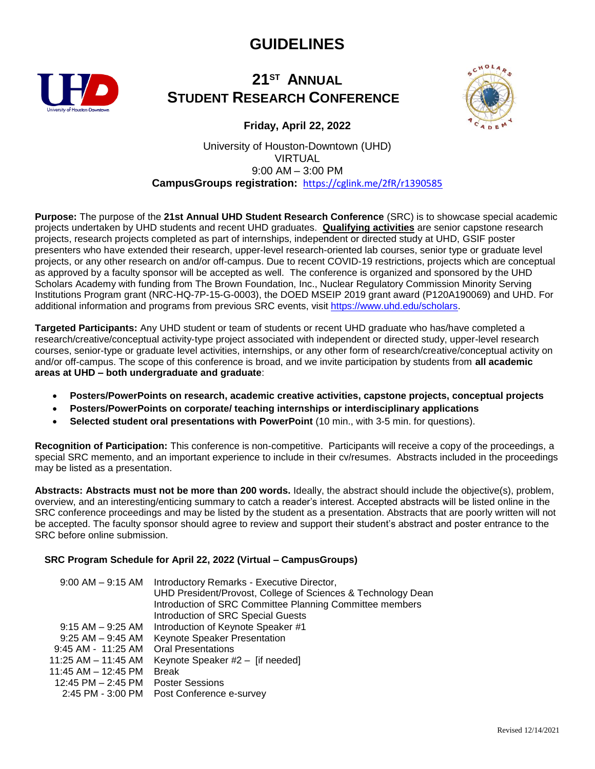# GUIDELINES

## 21ST ANNUAL STUDENT RESEARCH CONFERENCE

**Friday, April 22, 2022**

University of Houston-Downtown (UHD)
VIRTUAL
9:00 AM – 3:00 PM
**CampusGroups registration:** https://cglink.me/2fR/r1390585

**Purpose:** The purpose of the **21st Annual UHD Student Research Conference** (SRC) is to showcase special academic projects undertaken by UHD students and recent UHD graduates. **Qualifying activities** are senior capstone research projects, research projects completed as part of internships, independent or directed study at UHD, GSIF poster presenters who have extended their research, upper-level research-oriented lab courses, senior type or graduate level projects, or any other research on and/or off-campus. Due to recent COVID-19 restrictions, projects which are conceptual as approved by a faculty sponsor will be accepted as well. The conference is organized and sponsored by the UHD Scholars Academy with funding from The Brown Foundation, Inc., Nuclear Regulatory Commission Minority Serving Institutions Program grant (NRC-HQ-7P-15-G-0003), the DOED MSEIP 2019 grant award (P120A190069) and UHD. For additional information and programs from previous SRC events, visit https://www.uhd.edu/scholars.

**Targeted Participants:** Any UHD student or team of students or recent UHD graduate who has/have completed a research/creative/conceptual activity-type project associated with independent or directed study, upper-level research courses, senior-type or graduate level activities, internships, or any other form of research/creative/conceptual activity on and/or off-campus. The scope of this conference is broad, and we invite participation by students from **all academic areas at UHD – both undergraduate and graduate**:

- **Posters/PowerPoints on research, academic creative activities, capstone projects, conceptual projects**
- **Posters/PowerPoints on corporate/ teaching internships or interdisciplinary applications**
- **Selected student oral presentations with PowerPoint** (10 min., with 3-5 min. for questions).

**Recognition of Participation:** This conference is non-competitive. Participants will receive a copy of the proceedings, a special SRC memento, and an important experience to include in their cv/resumes. Abstracts included in the proceedings may be listed as a presentation.

**Abstracts: Abstracts must not be more than 200 words.** Ideally, the abstract should include the objective(s), problem, overview, and an interesting/enticing summary to catch a reader's interest. Accepted abstracts will be listed online in the SRC conference proceedings and may be listed by the student as a presentation. Abstracts that are poorly written will not be accepted. The faculty sponsor should agree to review and support their student's abstract and poster entrance to the SRC before online submission.

**SRC Program Schedule for April 22, 2022 (Virtual – CampusGroups)**

| Time | Activity |
|---|---|
| 9:00 AM – 9:15 AM | Introductory Remarks - Executive Director,<br>UHD President/Provost, College of Sciences & Technology Dean<br>Introduction of SRC Committee Planning Committee members<br>Introduction of SRC Special Guests |
| 9:15 AM – 9:25 AM | Introduction of Keynote Speaker #1 |
| 9:25 AM – 9:45 AM | Keynote Speaker Presentation |
| 9:45 AM - 11:25 AM | Oral Presentations |
| 11:25 AM – 11:45 AM | Keynote Speaker #2 – [if needed] |
| 11:45 AM – 12:45 PM | Break |
| 12:45 PM – 2:45 PM | Poster Sessions |
| 2:45 PM - 3:00 PM | Post Conference e-survey |

Revised 12/14/2021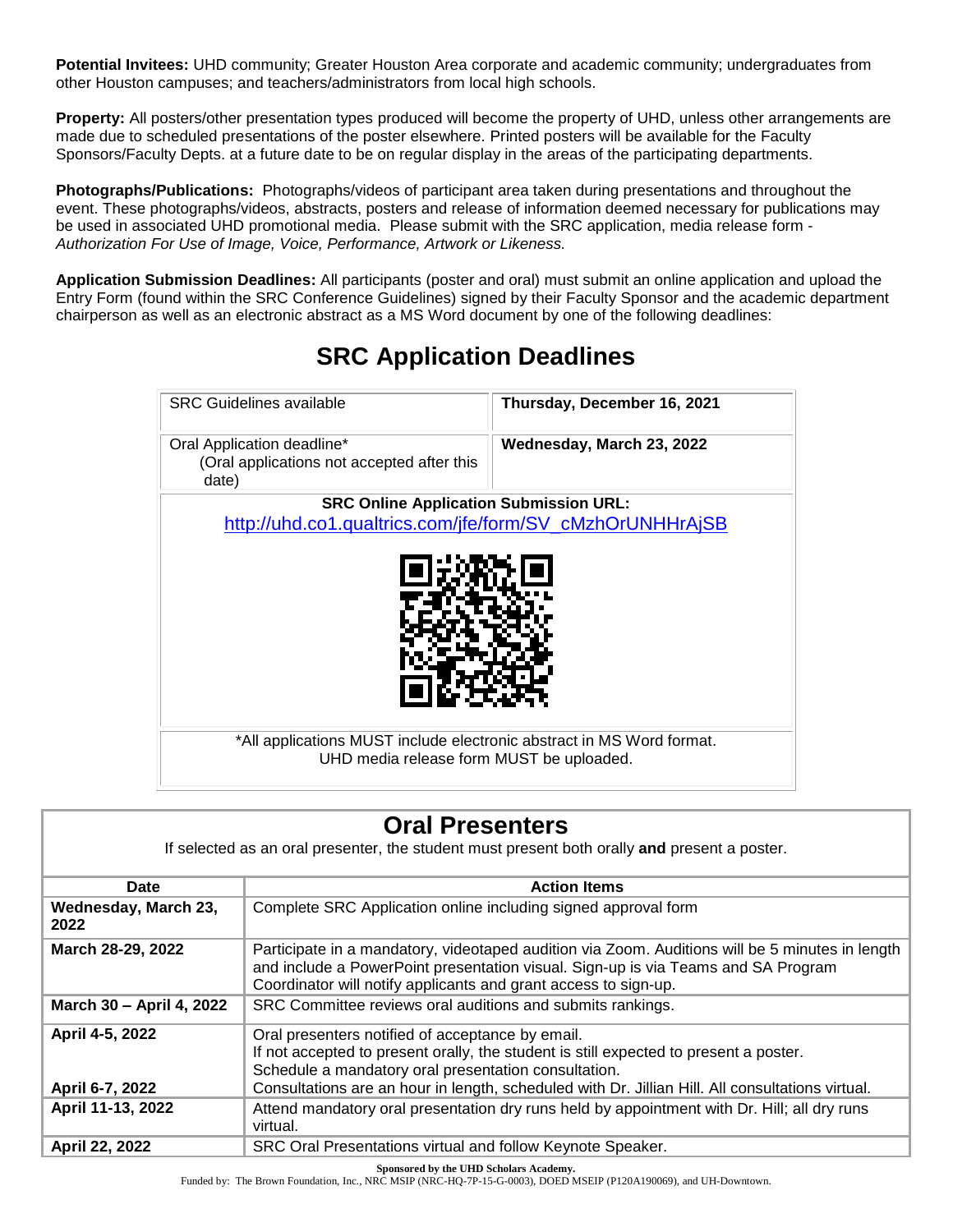**Potential Invitees:** UHD community; Greater Houston Area corporate and academic community; undergraduates from other Houston campuses; and teachers/administrators from local high schools.

**Property:** All posters/other presentation types produced will become the property of UHD, unless other arrangements are made due to scheduled presentations of the poster elsewhere. Printed posters will be available for the Faculty Sponsors/Faculty Depts. at a future date to be on regular display in the areas of the participating departments.

**Photographs/Publications:** Photographs/videos of participant area taken during presentations and throughout the event. These photographs/videos, abstracts, posters and release of information deemed necessary for publications may be used in associated UHD promotional media. Please submit with the SRC application, media release form - *Authorization For Use of Image, Voice, Performance, Artwork or Likeness.*

**Application Submission Deadlines:** All participants (poster and oral) must submit an online application and upload the Entry Form (found within the SRC Conference Guidelines) signed by their Faculty Sponsor and the academic department chairperson as well as an electronic abstract as a MS Word document by one of the following deadlines:

## SRC Application Deadlines

| | |
|---|---|
| SRC Guidelines available | **Thursday, December 16, 2021** |
| Oral Application deadline* (Oral applications not accepted after this date) | **Wednesday, March 23, 2022** |
| **SRC Online Application Submission URL:** http://uhd.co1.qualtrics.com/jfe/form/SV_cMzhOrUNHHrAjSB | |
| *All applications MUST include electronic abstract in MS Word format. UHD media release form MUST be uploaded. | |

## Oral Presenters

If selected as an oral presenter, the student must present both orally **and** present a poster.

| Date | Action Items |
|---|---|
| **Wednesday, March 23, 2022** | Complete SRC Application online including signed approval form |
| **March 28-29, 2022** | Participate in a mandatory, videotaped audition via Zoom. Auditions will be 5 minutes in length and include a PowerPoint presentation visual. Sign-up is via Teams and SA Program Coordinator will notify applicants and grant access to sign-up. |
| **March 30 – April 4, 2022** | SRC Committee reviews oral auditions and submits rankings. |
| **April 4-5, 2022** | Oral presenters notified of acceptance by email. If not accepted to present orally, the student is still expected to present a poster. Schedule a mandatory oral presentation consultation. |
| **April 6-7, 2022** | Consultations are an hour in length, scheduled with Dr. Jillian Hill. All consultations virtual. |
| **April 11-13, 2022** | Attend mandatory oral presentation dry runs held by appointment with Dr. Hill; all dry runs virtual. |
| **April 22, 2022** | SRC Oral Presentations virtual and follow Keynote Speaker. |

**Sponsored by the UHD Scholars Academy.**
Funded by: The Brown Foundation, Inc., NRC MSIP (NRC-HQ-7P-15-G-0003), DOED MSEIP (P120A190069), and UH-Downtown.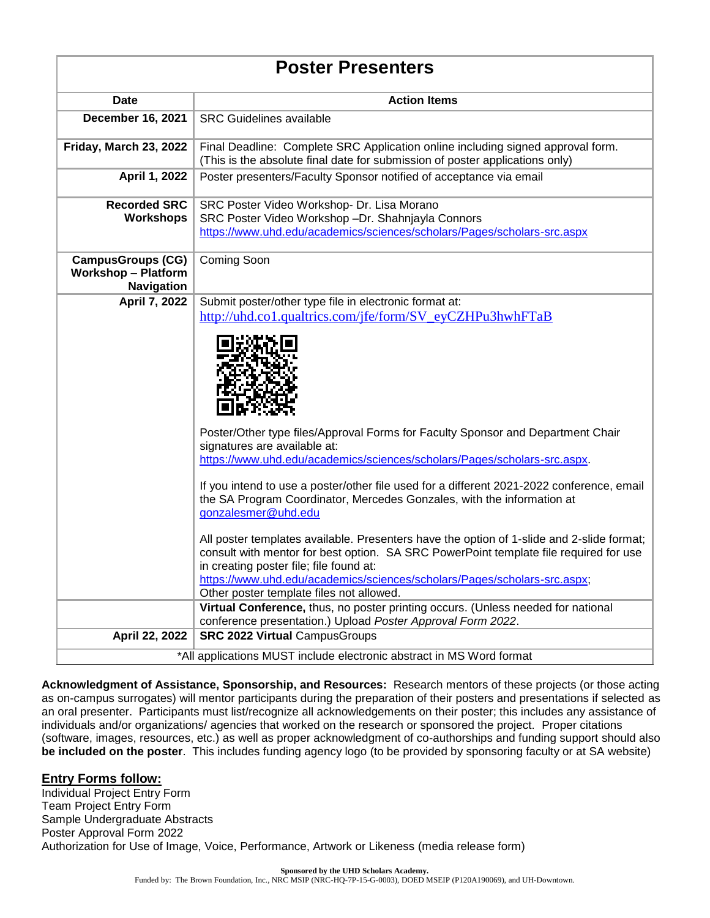## Poster Presenters

| Date | Action Items |
|---|---|
| **December 16, 2021** | SRC Guidelines available |
| **Friday, March 23, 2022** | Final Deadline: Complete SRC Application online including signed approval form. (This is the absolute final date for submission of poster applications only) |
| **April 1, 2022** | Poster presenters/Faculty Sponsor notified of acceptance via email |
| **Recorded SRC Workshops** | SRC Poster Video Workshop- Dr. Lisa Morano<br>SRC Poster Video Workshop –Dr. Shahnjayla Connors<br>https://www.uhd.edu/academics/sciences/scholars/Pages/scholars-src.aspx |
| **CampusGroups (CG) Workshop – Platform Navigation** | Coming Soon |
| **April 7, 2022** | Submit poster/other type file in electronic format at:<br>http://uhd.co1.qualtrics.com/jfe/form/SV_eyCZHPu3hwhFTaB<br><br>Poster/Other type files/Approval Forms for Faculty Sponsor and Department Chair signatures are available at:<br>https://www.uhd.edu/academics/sciences/scholars/Pages/scholars-src.aspx.<br><br>If you intend to use a poster/other file used for a different 2021-2022 conference, email the SA Program Coordinator, Mercedes Gonzales, with the information at gonzalesmer@uhd.edu<br><br>All poster templates available. Presenters have the option of 1-slide and 2-slide format; consult with mentor for best option. SA SRC PowerPoint template file required for use in creating poster file; file found at:<br>https://www.uhd.edu/academics/sciences/scholars/Pages/scholars-src.aspx;<br>Other poster template files not allowed. |
| | **Virtual Conference,** thus, no poster printing occurs. (Unless needed for national conference presentation.) Upload *Poster Approval Form 2022*. |
| **April 22, 2022** | **SRC 2022 Virtual** CampusGroups |
| *All applications MUST include electronic abstract in MS Word format | |

**Acknowledgment of Assistance, Sponsorship, and Resources:** Research mentors of these projects (or those acting as on-campus surrogates) will mentor participants during the preparation of their posters and presentations if selected as an oral presenter. Participants must list/recognize all acknowledgements on their poster; this includes any assistance of individuals and/or organizations/ agencies that worked on the research or sponsored the project. Proper citations (software, images, resources, etc.) as well as proper acknowledgment of co-authorships and funding support should also **be included on the poster**. This includes funding agency logo (to be provided by sponsoring faculty or at SA website)

**Entry Forms follow:**

Individual Project Entry Form
Team Project Entry Form
Sample Undergraduate Abstracts
Poster Approval Form 2022
Authorization for Use of Image, Voice, Performance, Artwork or Likeness (media release form)

**Sponsored by the UHD Scholars Academy.**
Funded by: The Brown Foundation, Inc., NRC MSIP (NRC-HQ-7P-15-G-0003), DOED MSEIP (P120A190069), and UH-Downtown.